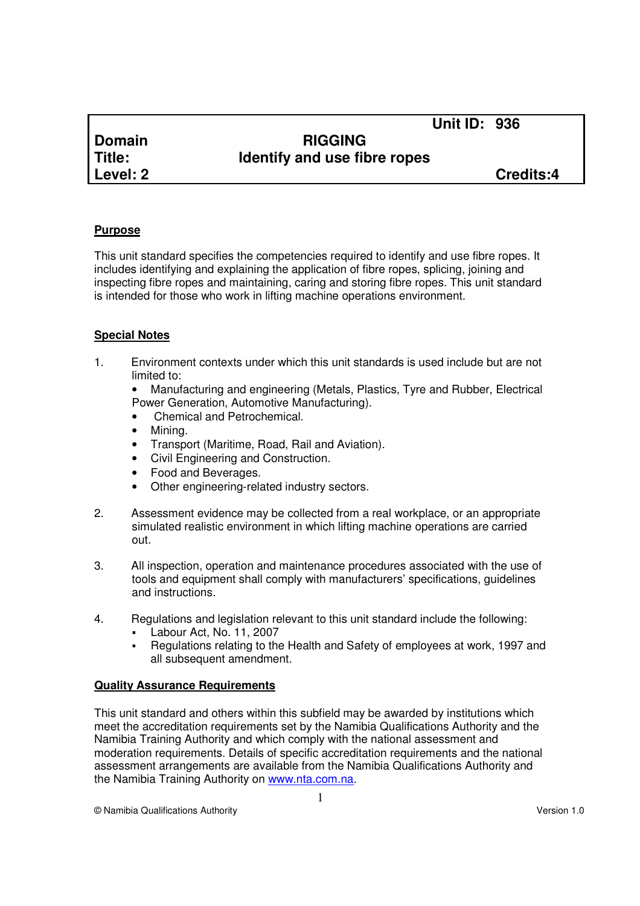| | | Unit ID: 936 |
|---|---|---|
| **Domain** | **RIGGING** | |
| **Title:** | **Identify and use fibre ropes** | |
| **Level: 2** | | **Credits:4** |

## Purpose

This unit standard specifies the competencies required to identify and use fibre ropes. It includes identifying and explaining the application of fibre ropes, splicing, joining and inspecting fibre ropes and maintaining, caring and storing fibre ropes. This unit standard is intended for those who work in lifting machine operations environment.

## Special Notes

1. Environment contexts under which this unit standards is used include but are not limited to:
   - Manufacturing and engineering (Metals, Plastics, Tyre and Rubber, Electrical Power Generation, Automotive Manufacturing).
   - Chemical and Petrochemical.
   - Mining.
   - Transport (Maritime, Road, Rail and Aviation).
   - Civil Engineering and Construction.
   - Food and Beverages.
   - Other engineering-related industry sectors.

2. Assessment evidence may be collected from a real workplace, or an appropriate simulated realistic environment in which lifting machine operations are carried out.

3. All inspection, operation and maintenance procedures associated with the use of tools and equipment shall comply with manufacturers' specifications, guidelines and instructions.

4. Regulations and legislation relevant to this unit standard include the following:
   - Labour Act, No. 11, 2007
   - Regulations relating to the Health and Safety of employees at work, 1997 and all subsequent amendment.

## Quality Assurance Requirements

This unit standard and others within this subfield may be awarded by institutions which meet the accreditation requirements set by the Namibia Qualifications Authority and the Namibia Training Authority and which comply with the national assessment and moderation requirements. Details of specific accreditation requirements and the national assessment arrangements are available from the Namibia Qualifications Authority and the Namibia Training Authority on www.nta.com.na.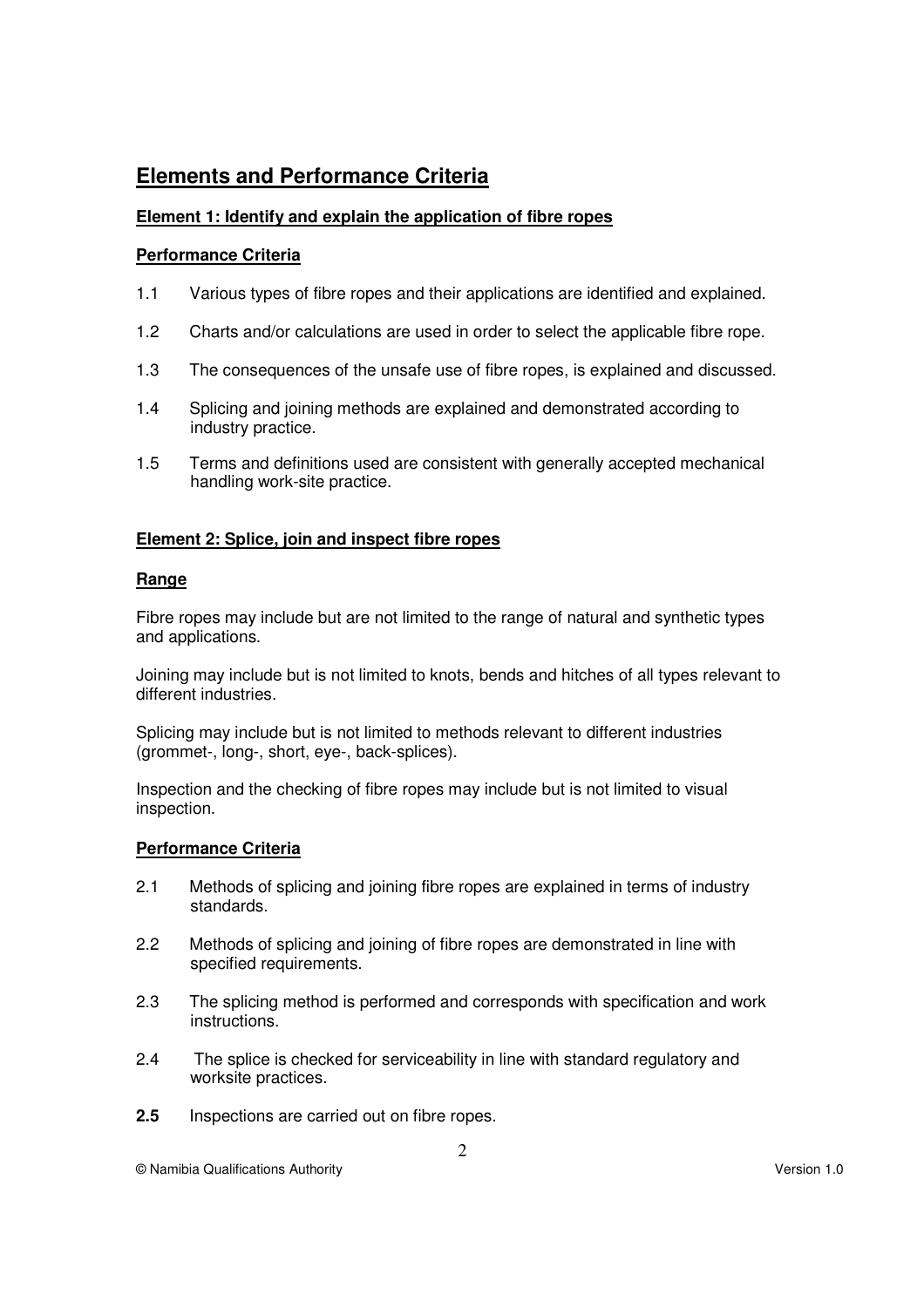# Elements and Performance Criteria

## Element 1: Identify and explain the application of fibre ropes

### Performance Criteria

1.1 Various types of fibre ropes and their applications are identified and explained.

1.2 Charts and/or calculations are used in order to select the applicable fibre rope.

1.3 The consequences of the unsafe use of fibre ropes, is explained and discussed.

1.4 Splicing and joining methods are explained and demonstrated according to industry practice.

1.5 Terms and definitions used are consistent with generally accepted mechanical handling work-site practice.

## Element 2: Splice, join and inspect fibre ropes

### Range

Fibre ropes may include but are not limited to the range of natural and synthetic types and applications.

Joining may include but is not limited to knots, bends and hitches of all types relevant to different industries.

Splicing may include but is not limited to methods relevant to different industries (grommet-, long-, short, eye-, back-splices).

Inspection and the checking of fibre ropes may include but is not limited to visual inspection.

### Performance Criteria

2.1 Methods of splicing and joining fibre ropes are explained in terms of industry standards.

2.2 Methods of splicing and joining of fibre ropes are demonstrated in line with specified requirements.

2.3 The splicing method is performed and corresponds with specification and work instructions.

2.4 The splice is checked for serviceability in line with standard regulatory and worksite practices.

**2.5** Inspections are carried out on fibre ropes.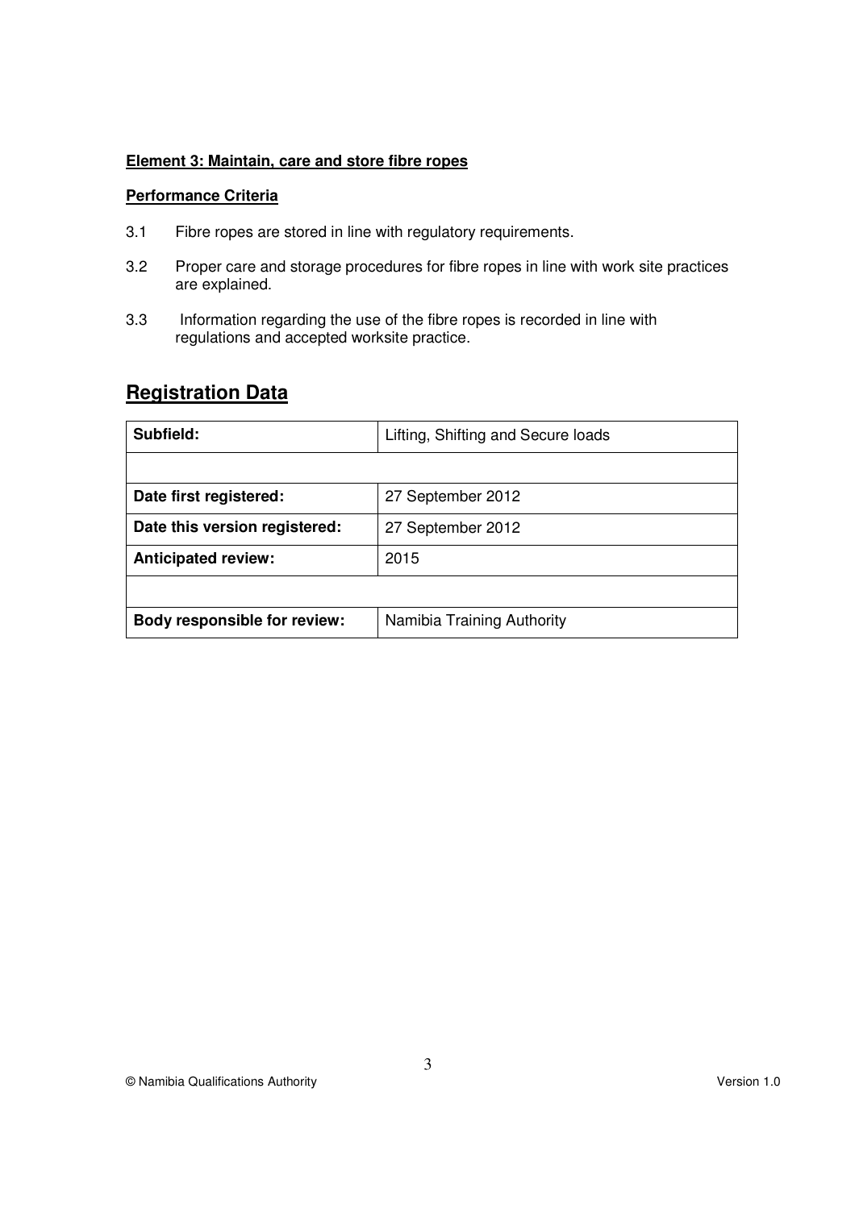**Element 3: Maintain, care and store fibre ropes**

**Performance Criteria**

3.1 Fibre ropes are stored in line with regulatory requirements.

3.2 Proper care and storage procedures for fibre ropes in line with work site practices are explained.

3.3 Information regarding the use of the fibre ropes is recorded in line with regulations and accepted worksite practice.

## Registration Data

| | |
|---|---|
| **Subfield:** | Lifting, Shifting and Secure loads |
| | |
| **Date first registered:** | 27 September 2012 |
| **Date this version registered:** | 27 September 2012 |
| **Anticipated review:** | 2015 |
| | |
| **Body responsible for review:** | Namibia Training Authority |